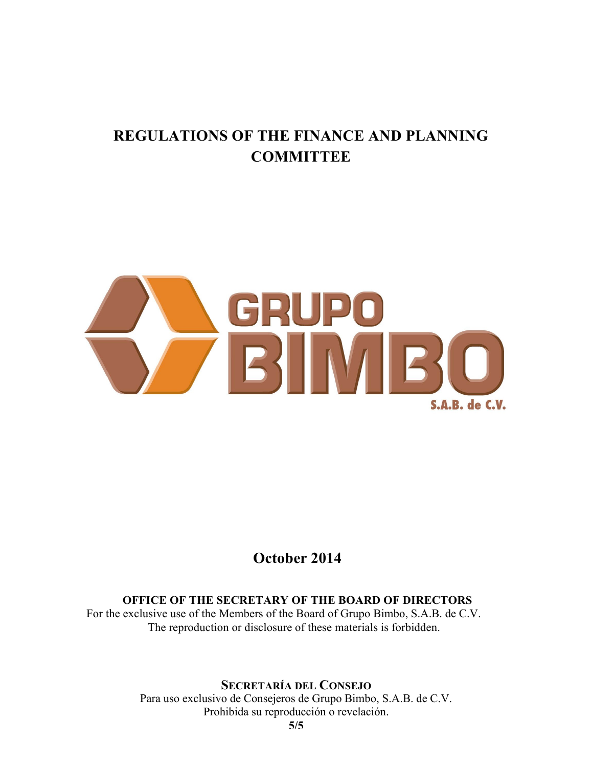# REGULATIONS OF THE FINANCE AND PLANNING COMMITTEE

GRUPO BIMBO

S.A.B. de C.V.

**October 2014**

**OFFICE OF THE SECRETARY OF THE BOARD OF DIRECTORS**

For the exclusive use of the Members of the Board of Grupo Bimbo, S.A.B. de C.V.
The reproduction or disclosure of these materials is forbidden.

**SECRETARÍA DEL CONSEJO**

Para uso exclusivo de Consejeros de Grupo Bimbo, S.A.B. de C.V.
Prohibida su reproducción o revelación.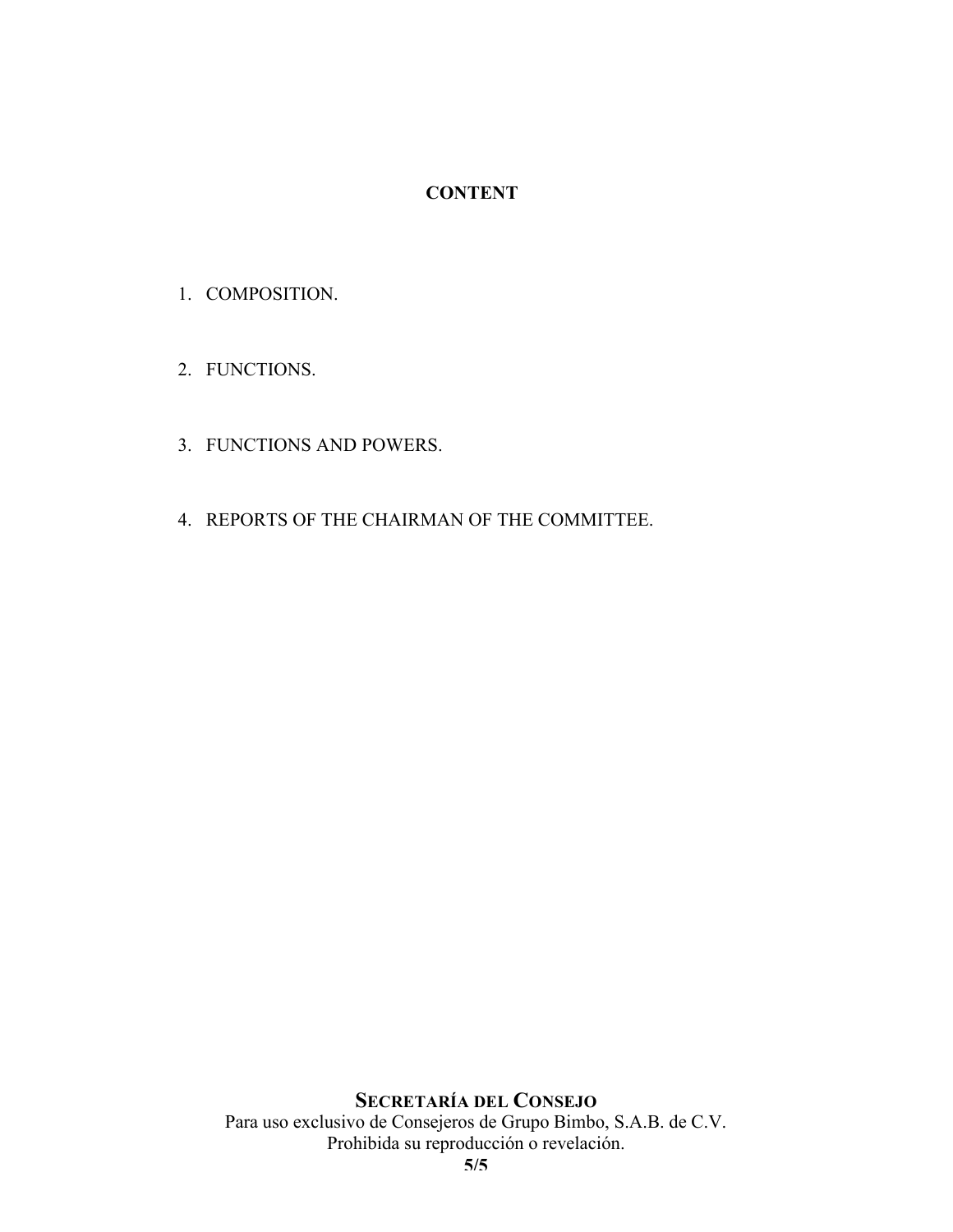## CONTENT

1. COMPOSITION.
2. FUNCTIONS.
3. FUNCTIONS AND POWERS.
4. REPORTS OF THE CHAIRMAN OF THE COMMITTEE.

**SECRETARÍA DEL CONSEJO**
Para uso exclusivo de Consejeros de Grupo Bimbo, S.A.B. de C.V.
Prohibida su reproducción o revelación.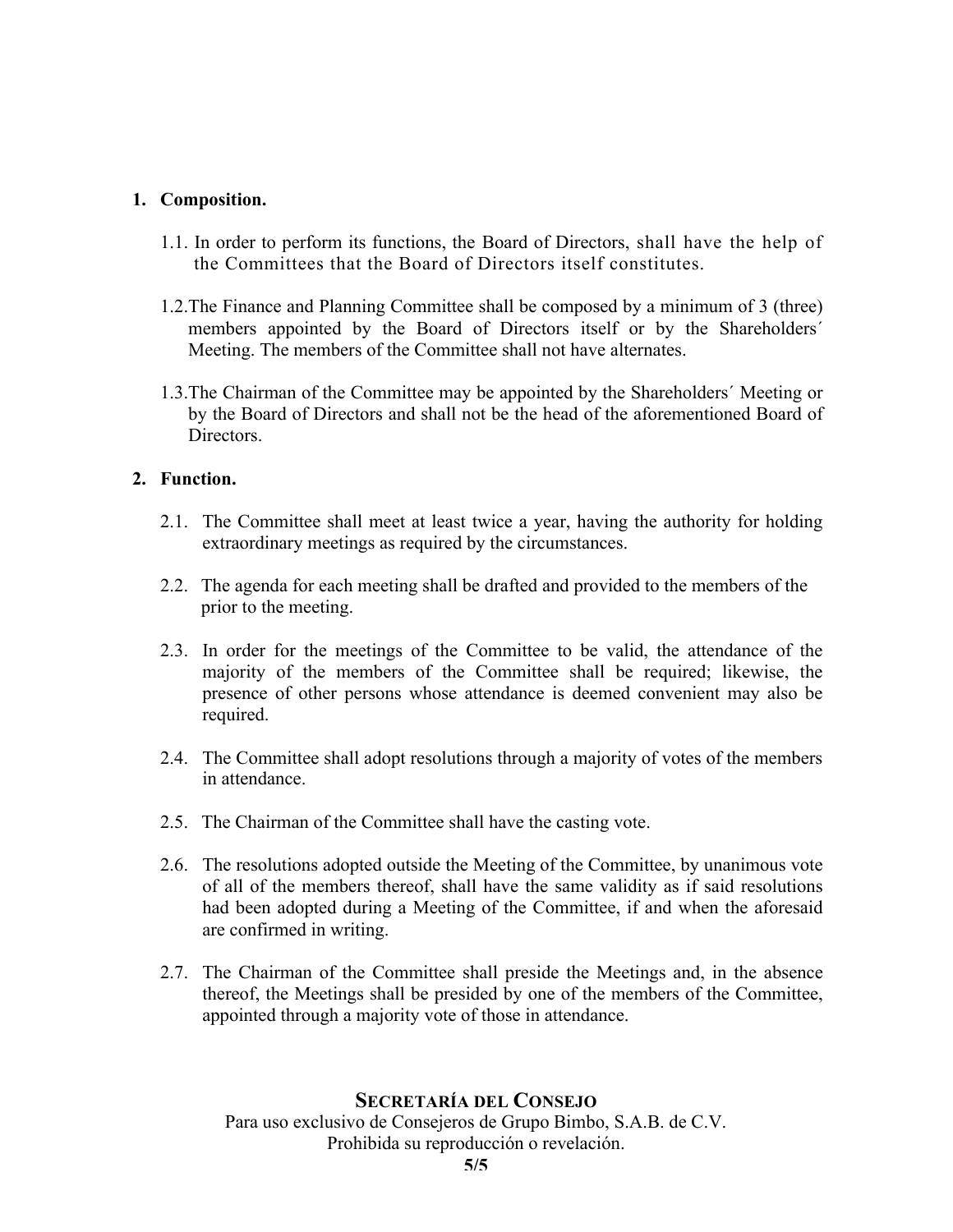1. **Composition.**

   1.1. In order to perform its functions, the Board of Directors, shall have the help of the Committees that the Board of Directors itself constitutes.

   1.2. The Finance and Planning Committee shall be composed by a minimum of 3 (three) members appointed by the Board of Directors itself or by the Shareholders´ Meeting. The members of the Committee shall not have alternates.

   1.3. The Chairman of the Committee may be appointed by the Shareholders´ Meeting or by the Board of Directors and shall not be the head of the aforementioned Board of Directors.

2. **Function.**

   2.1. The Committee shall meet at least twice a year, having the authority for holding extraordinary meetings as required by the circumstances.

   2.2. The agenda for each meeting shall be drafted and provided to the members of the prior to the meeting.

   2.3. In order for the meetings of the Committee to be valid, the attendance of the majority of the members of the Committee shall be required; likewise, the presence of other persons whose attendance is deemed convenient may also be required.

   2.4. The Committee shall adopt resolutions through a majority of votes of the members in attendance.

   2.5. The Chairman of the Committee shall have the casting vote.

   2.6. The resolutions adopted outside the Meeting of the Committee, by unanimous vote of all of the members thereof, shall have the same validity as if said resolutions had been adopted during a Meeting of the Committee, if and when the aforesaid are confirmed in writing.

   2.7. The Chairman of the Committee shall preside the Meetings and, in the absence thereof, the Meetings shall be presided by one of the members of the Committee, appointed through a majority vote of those in attendance.

**SECRETARÍA DEL CONSEJO**
Para uso exclusivo de Consejeros de Grupo Bimbo, S.A.B. de C.V.
Prohibida su reproducción o revelación.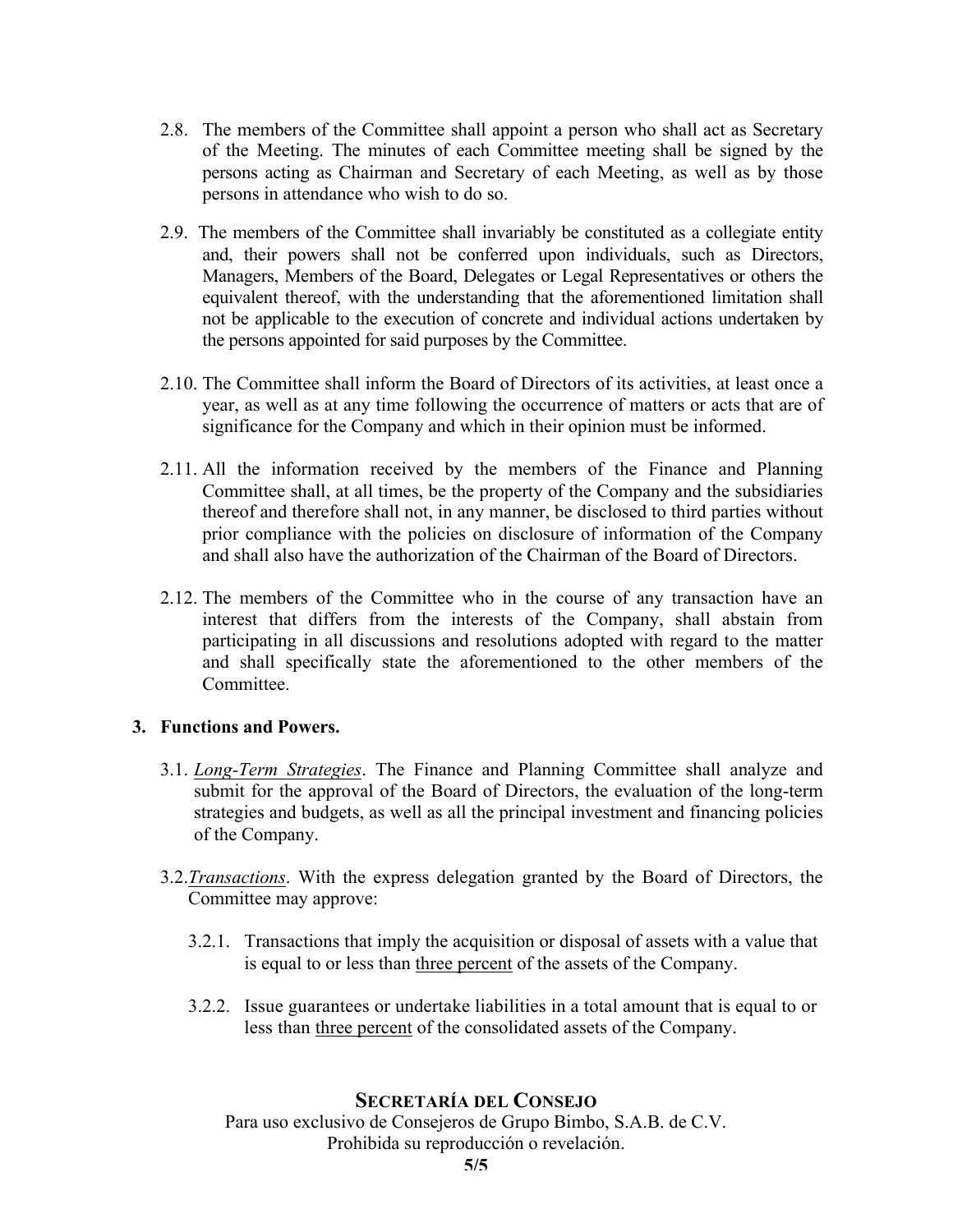2.8. The members of the Committee shall appoint a person who shall act as Secretary of the Meeting. The minutes of each Committee meeting shall be signed by the persons acting as Chairman and Secretary of each Meeting, as well as by those persons in attendance who wish to do so.

2.9. The members of the Committee shall invariably be constituted as a collegiate entity and, their powers shall not be conferred upon individuals, such as Directors, Managers, Members of the Board, Delegates or Legal Representatives or others the equivalent thereof, with the understanding that the aforementioned limitation shall not be applicable to the execution of concrete and individual actions undertaken by the persons appointed for said purposes by the Committee.

2.10. The Committee shall inform the Board of Directors of its activities, at least once a year, as well as at any time following the occurrence of matters or acts that are of significance for the Company and which in their opinion must be informed.

2.11. All the information received by the members of the Finance and Planning Committee shall, at all times, be the property of the Company and the subsidiaries thereof and therefore shall not, in any manner, be disclosed to third parties without prior compliance with the policies on disclosure of information of the Company and shall also have the authorization of the Chairman of the Board of Directors.

2.12. The members of the Committee who in the course of any transaction have an interest that differs from the interests of the Company, shall abstain from participating in all discussions and resolutions adopted with regard to the matter and shall specifically state the aforementioned to the other members of the Committee.

**3. Functions and Powers.**

3.1. *Long-Term Strategies*. The Finance and Planning Committee shall analyze and submit for the approval of the Board of Directors, the evaluation of the long-term strategies and budgets, as well as all the principal investment and financing policies of the Company.

3.2. *Transactions*. With the express delegation granted by the Board of Directors, the Committee may approve:

3.2.1. Transactions that imply the acquisition or disposal of assets with a value that is equal to or less than three percent of the assets of the Company.

3.2.2. Issue guarantees or undertake liabilities in a total amount that is equal to or less than three percent of the consolidated assets of the Company.

**SECRETARÍA DEL CONSEJO**
Para uso exclusivo de Consejeros de Grupo Bimbo, S.A.B. de C.V.
Prohibida su reproducción o revelación.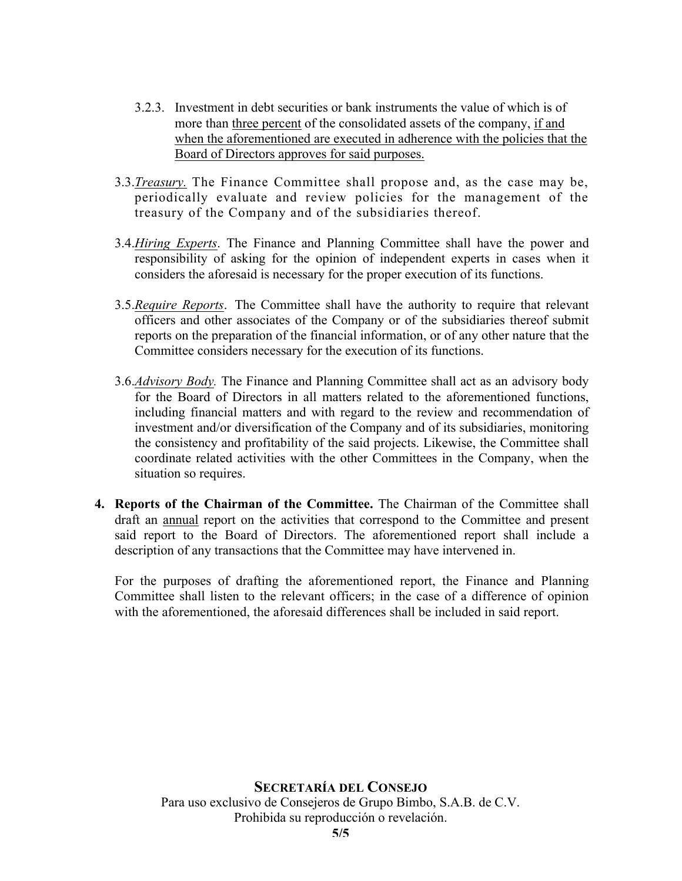3.2.3. Investment in debt securities or bank instruments the value of which is of more than <u>three percent</u> of the consolidated assets of the company, <u>if and when the aforementioned are executed in adherence with the policies that the Board of Directors approves for said purposes.</u>

3.3. <u>*Treasury.*</u> The Finance Committee shall propose and, as the case may be, periodically evaluate and review policies for the management of the treasury of the Company and of the subsidiaries thereof.

3.4. <u>*Hiring Experts*</u>. The Finance and Planning Committee shall have the power and responsibility of asking for the opinion of independent experts in cases when it considers the aforesaid is necessary for the proper execution of its functions.

3.5. <u>*Require Reports*</u>. The Committee shall have the authority to require that relevant officers and other associates of the Company or of the subsidiaries thereof submit reports on the preparation of the financial information, or of any other nature that the Committee considers necessary for the execution of its functions.

3.6. <u>*Advisory Body.*</u> The Finance and Planning Committee shall act as an advisory body for the Board of Directors in all matters related to the aforementioned functions, including financial matters and with regard to the review and recommendation of investment and/or diversification of the Company and of its subsidiaries, monitoring the consistency and profitability of the said projects. Likewise, the Committee shall coordinate related activities with the other Committees in the Company, when the situation so requires.

4. **Reports of the Chairman of the Committee.** The Chairman of the Committee shall draft an <u>annual</u> report on the activities that correspond to the Committee and present said report to the Board of Directors. The aforementioned report shall include a description of any transactions that the Committee may have intervened in.

   For the purposes of drafting the aforementioned report, the Finance and Planning Committee shall listen to the relevant officers; in the case of a difference of opinion with the aforementioned, the aforesaid differences shall be included in said report.

**SECRETARÍA DEL CONSEJO**

Para uso exclusivo de Consejeros de Grupo Bimbo, S.A.B. de C.V.

Prohibida su reproducción o revelación.